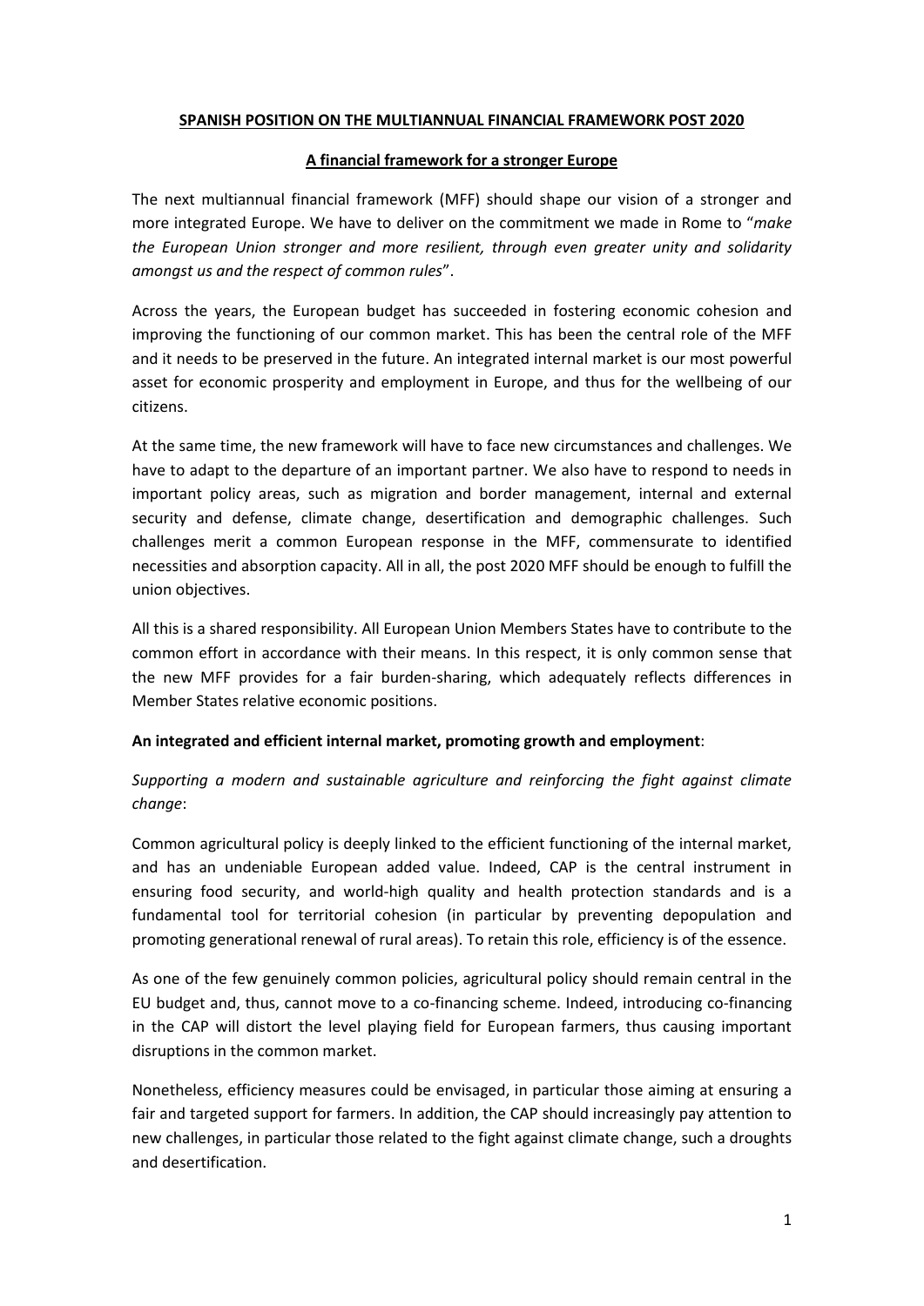# SPANISH POSITION ON THE MULTIANNUAL FINANCIAL FRAMEWORK POST 2020

## A financial framework for a stronger Europe

The next multiannual financial framework (MFF) should shape our vision of a stronger and more integrated Europe. We have to deliver on the commitment we made in Rome to "*make the European Union stronger and more resilient, through even greater unity and solidarity amongst us and the respect of common rules*".

Across the years, the European budget has succeeded in fostering economic cohesion and improving the functioning of our common market. This has been the central role of the MFF and it needs to be preserved in the future. An integrated internal market is our most powerful asset for economic prosperity and employment in Europe, and thus for the wellbeing of our citizens.

At the same time, the new framework will have to face new circumstances and challenges. We have to adapt to the departure of an important partner. We also have to respond to needs in important policy areas, such as migration and border management, internal and external security and defense, climate change, desertification and demographic challenges. Such challenges merit a common European response in the MFF, commensurate to identified necessities and absorption capacity. All in all, the post 2020 MFF should be enough to fulfill the union objectives.

All this is a shared responsibility. All European Union Members States have to contribute to the common effort in accordance with their means. In this respect, it is only common sense that the new MFF provides for a fair burden-sharing, which adequately reflects differences in Member States relative economic positions.

**An integrated and efficient internal market, promoting growth and employment**:

*Supporting a modern and sustainable agriculture and reinforcing the fight against climate change*:

Common agricultural policy is deeply linked to the efficient functioning of the internal market, and has an undeniable European added value. Indeed, CAP is the central instrument in ensuring food security, and world-high quality and health protection standards and is a fundamental tool for territorial cohesion (in particular by preventing depopulation and promoting generational renewal of rural areas). To retain this role, efficiency is of the essence.

As one of the few genuinely common policies, agricultural policy should remain central in the EU budget and, thus, cannot move to a co-financing scheme. Indeed, introducing co-financing in the CAP will distort the level playing field for European farmers, thus causing important disruptions in the common market.

Nonetheless, efficiency measures could be envisaged, in particular those aiming at ensuring a fair and targeted support for farmers. In addition, the CAP should increasingly pay attention to new challenges, in particular those related to the fight against climate change, such a droughts and desertification.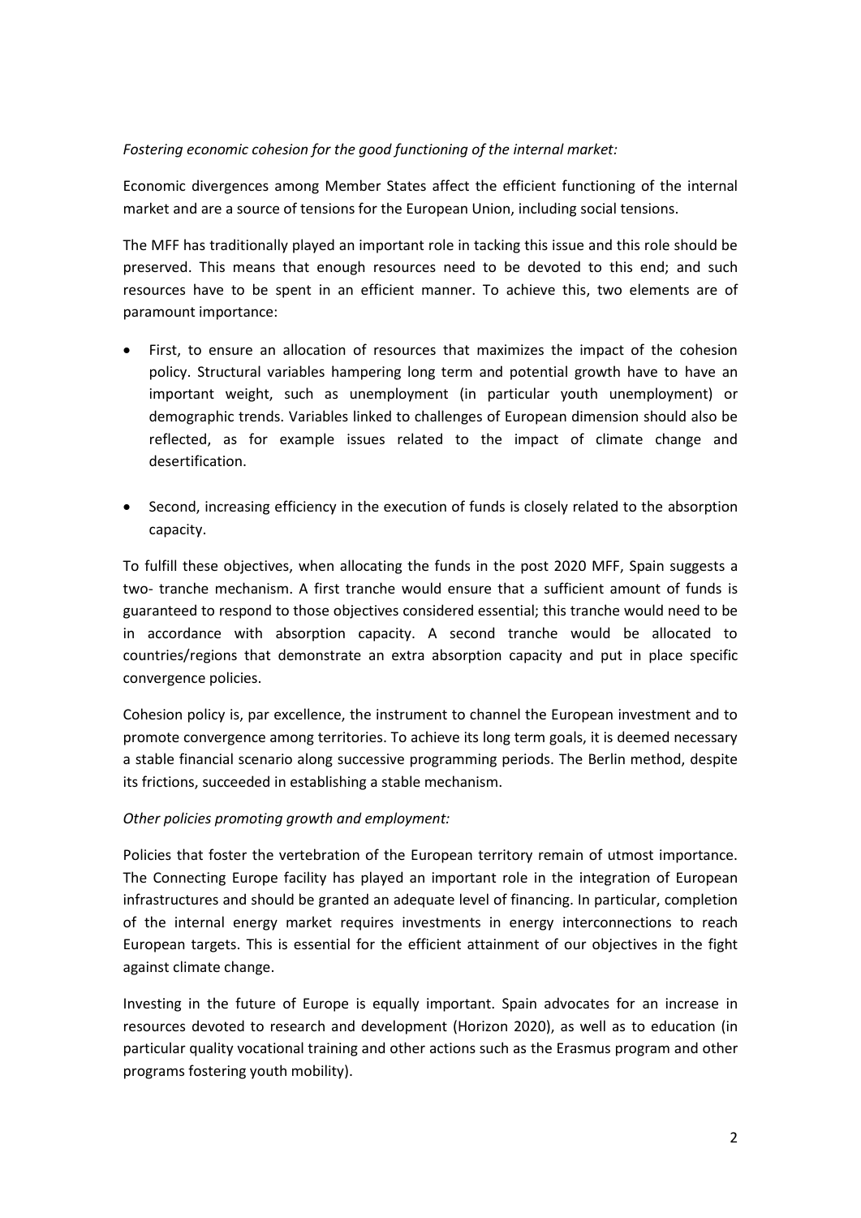*Fostering economic cohesion for the good functioning of the internal market:*

Economic divergences among Member States affect the efficient functioning of the internal market and are a source of tensions for the European Union, including social tensions.

The MFF has traditionally played an important role in tacking this issue and this role should be preserved. This means that enough resources need to be devoted to this end; and such resources have to be spent in an efficient manner. To achieve this, two elements are of paramount importance:

- First, to ensure an allocation of resources that maximizes the impact of the cohesion policy. Structural variables hampering long term and potential growth have to have an important weight, such as unemployment (in particular youth unemployment) or demographic trends. Variables linked to challenges of European dimension should also be reflected, as for example issues related to the impact of climate change and desertification.

- Second, increasing efficiency in the execution of funds is closely related to the absorption capacity.

To fulfill these objectives, when allocating the funds in the post 2020 MFF, Spain suggests a two- tranche mechanism. A first tranche would ensure that a sufficient amount of funds is guaranteed to respond to those objectives considered essential; this tranche would need to be in accordance with absorption capacity. A second tranche would be allocated to countries/regions that demonstrate an extra absorption capacity and put in place specific convergence policies.

Cohesion policy is, par excellence, the instrument to channel the European investment and to promote convergence among territories. To achieve its long term goals, it is deemed necessary a stable financial scenario along successive programming periods. The Berlin method, despite its frictions, succeeded in establishing a stable mechanism.

*Other policies promoting growth and employment:*

Policies that foster the vertebration of the European territory remain of utmost importance. The Connecting Europe facility has played an important role in the integration of European infrastructures and should be granted an adequate level of financing. In particular, completion of the internal energy market requires investments in energy interconnections to reach European targets. This is essential for the efficient attainment of our objectives in the fight against climate change.

Investing in the future of Europe is equally important. Spain advocates for an increase in resources devoted to research and development (Horizon 2020), as well as to education (in particular quality vocational training and other actions such as the Erasmus program and other programs fostering youth mobility).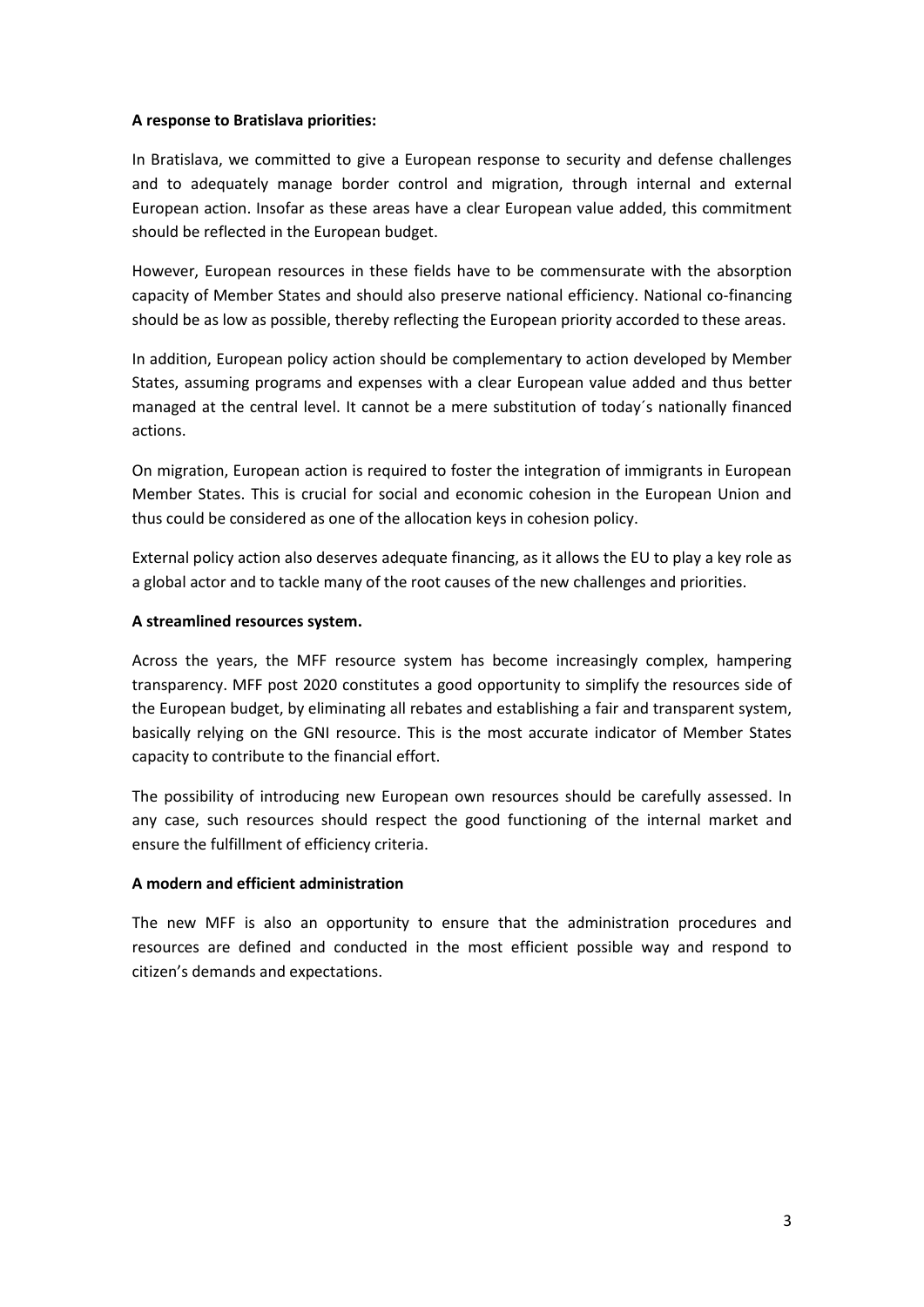**A response to Bratislava priorities:**

In Bratislava, we committed to give a European response to security and defense challenges and to adequately manage border control and migration, through internal and external European action. Insofar as these areas have a clear European value added, this commitment should be reflected in the European budget.

However, European resources in these fields have to be commensurate with the absorption capacity of Member States and should also preserve national efficiency. National co-financing should be as low as possible, thereby reflecting the European priority accorded to these areas.

In addition, European policy action should be complementary to action developed by Member States, assuming programs and expenses with a clear European value added and thus better managed at the central level. It cannot be a mere substitution of today´s nationally financed actions.

On migration, European action is required to foster the integration of immigrants in European Member States. This is crucial for social and economic cohesion in the European Union and thus could be considered as one of the allocation keys in cohesion policy.

External policy action also deserves adequate financing, as it allows the EU to play a key role as a global actor and to tackle many of the root causes of the new challenges and priorities.

**A streamlined resources system.**

Across the years, the MFF resource system has become increasingly complex, hampering transparency. MFF post 2020 constitutes a good opportunity to simplify the resources side of the European budget, by eliminating all rebates and establishing a fair and transparent system, basically relying on the GNI resource. This is the most accurate indicator of Member States capacity to contribute to the financial effort.

The possibility of introducing new European own resources should be carefully assessed. In any case, such resources should respect the good functioning of the internal market and ensure the fulfillment of efficiency criteria.

**A modern and efficient administration**

The new MFF is also an opportunity to ensure that the administration procedures and resources are defined and conducted in the most efficient possible way and respond to citizen's demands and expectations.